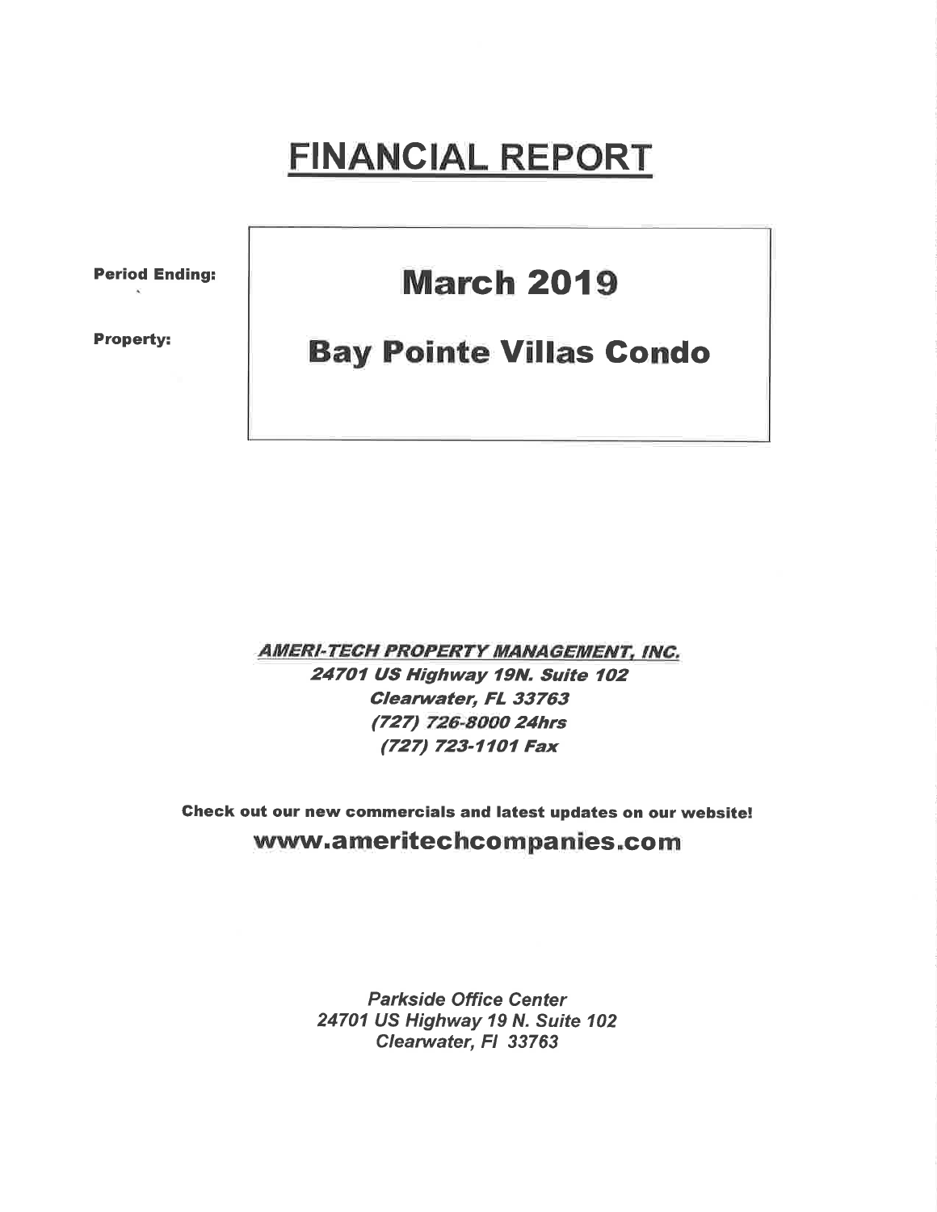# FINANCIAL REPORT

**Period Ending:** **March 2019**

**Property:** **Bay Pointe Villas Condo**

***AMERI-TECH PROPERTY MANAGEMENT, INC.***
***24701 US Highway 19N. Suite 102***
***Clearwater, FL 33763***
***(727) 726-8000 24hrs***
***(727) 723-1101 Fax***

**Check out our new commercials and latest updates on our website!**

**www.ameritechcompanies.com**

*Parkside Office Center*
*24701 US Highway 19 N. Suite 102*
*Clearwater, Fl 33763*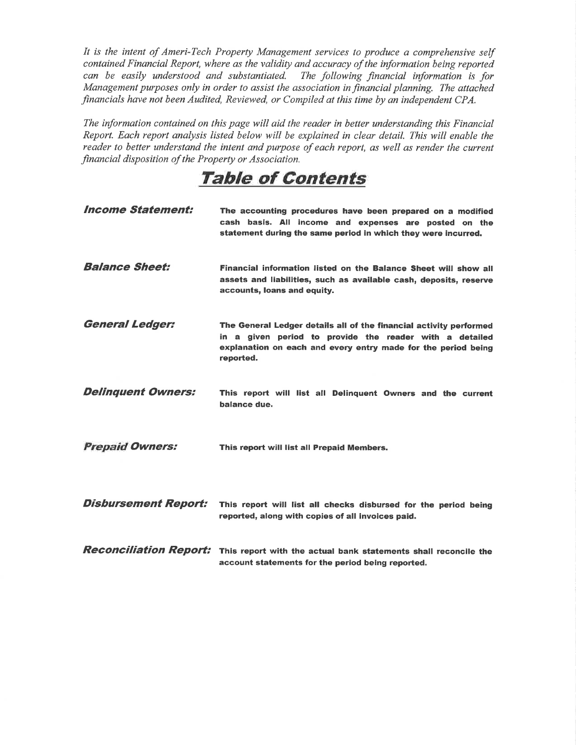*It is the intent of Ameri-Tech Property Management services to produce a comprehensive self contained Financial Report, where as the validity and accuracy of the information being reported can be easily understood and substantiated. The following financial information is for Management purposes only in order to assist the association in financial planning. The attached financials have not been Audited, Reviewed, or Compiled at this time by an independent CPA.*

*The information contained on this page will aid the reader in better understanding this Financial Report. Each report analysis listed below will be explained in clear detail. This will enable the reader to better understand the intent and purpose of each report, as well as render the current financial disposition of the Property or Association.*

# Table of Contents

***Income Statement:*** **The accounting procedures have been prepared on a modified cash basis. All income and expenses are posted on the statement during the same period in which they were incurred.**

***Balance Sheet:*** **Financial information listed on the Balance Sheet will show all assets and liabilities, such as available cash, deposits, reserve accounts, loans and equity.**

***General Ledger:*** **The General Ledger details all of the financial activity performed in a given period to provide the reader with a detailed explanation on each and every entry made for the period being reported.**

***Delinquent Owners:*** **This report will list all Delinquent Owners and the current balance due.**

***Prepaid Owners:*** **This report will list all Prepaid Members.**

***Disbursement Report:*** **This report will list all checks disbursed for the period being reported, along with copies of all invoices paid.**

***Reconciliation Report:*** **This report with the actual bank statements shall reconcile the account statements for the period being reported.**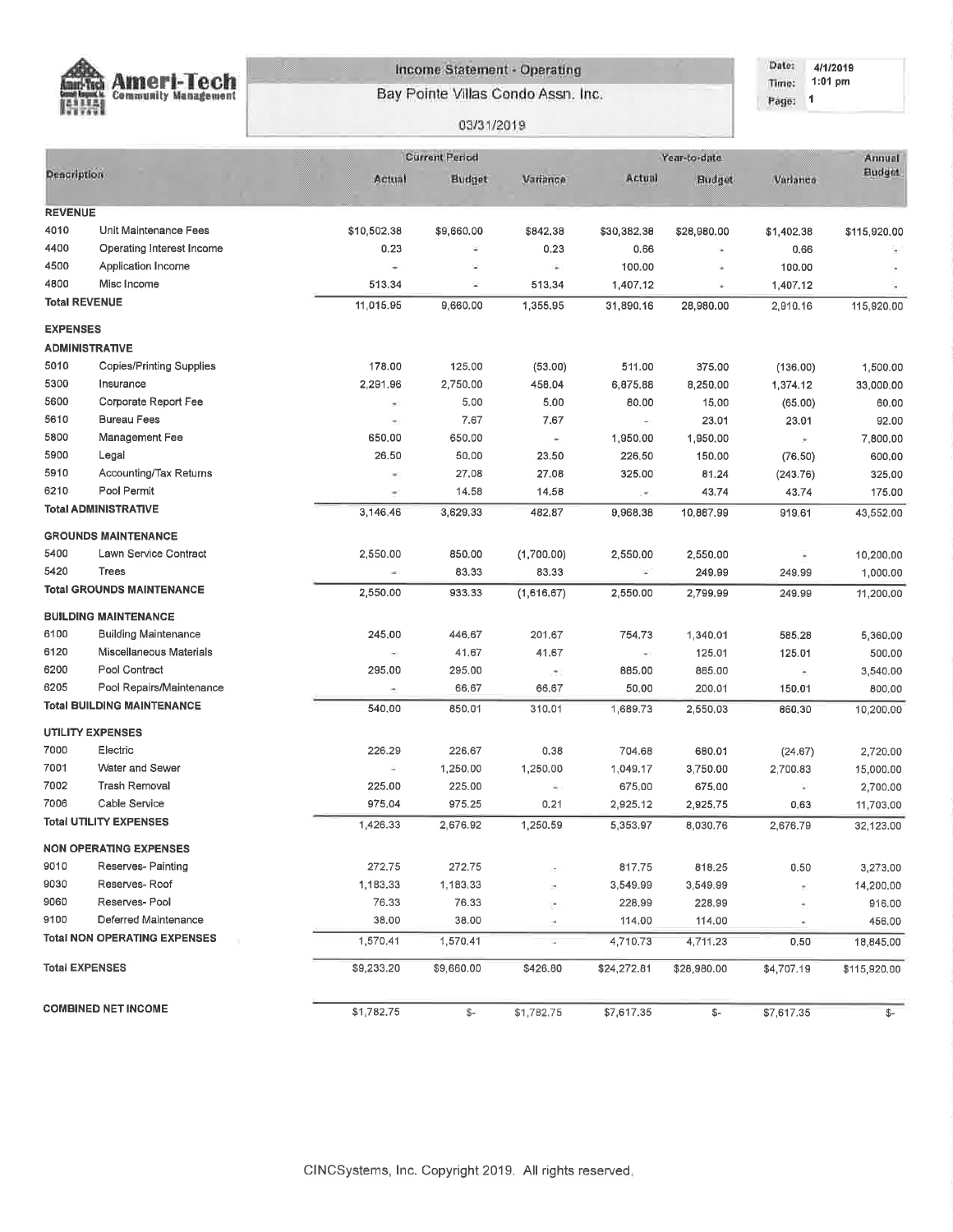**Ameri-Tech Community Management**

## Income Statement - Operating

### Bay Pointe Villas Condo Assn. Inc.

03/31/2019

Date: 4/1/2019
Time: 1:01 pm
Page: 1

| Description | | Current Period Actual | Current Period Budget | Current Period Variance | Year-to-date Actual | Year-to-date Budget | Year-to-date Variance | Annual Budget |
|---|---|---|---|---|---|---|---|---|
| **REVENUE** | | | | | | | | |
| 4010 | Unit Maintenance Fees | $10,502.38 | $9,660.00 | $842.38 | $30,382.38 | $28,980.00 | $1,402.38 | $115,920.00 |
| 4400 | Operating Interest Income | 0.23 | - | 0.23 | 0.66 | - | 0.66 | - |
| 4500 | Application Income | - | - | - | 100.00 | - | 100.00 | - |
| 4800 | Misc Income | 513.34 | - | 513.34 | 1,407.12 | - | 1,407.12 | - |
| **Total REVENUE** | | 11,015.95 | 9,660.00 | 1,355.95 | 31,890.16 | 28,980.00 | 2,910.16 | 115,920.00 |
| **EXPENSES** | | | | | | | | |
| **ADMINISTRATIVE** | | | | | | | | |
| 5010 | Copies/Printing Supplies | 178.00 | 125.00 | (53.00) | 511.00 | 375.00 | (136.00) | 1,500.00 |
| 5300 | Insurance | 2,291.96 | 2,750.00 | 458.04 | 6,875.88 | 8,250.00 | 1,374.12 | 33,000.00 |
| 5600 | Corporate Report Fee | - | 5.00 | 5.00 | 80.00 | 15.00 | (65.00) | 60.00 |
| 5610 | Bureau Fees | - | 7.67 | 7.67 | - | 23.01 | 23.01 | 92.00 |
| 5800 | Management Fee | 650.00 | 650.00 | - | 1,950.00 | 1,950.00 | - | 7,800.00 |
| 5900 | Legal | 26.50 | 50.00 | 23.50 | 226.50 | 150.00 | (76.50) | 600.00 |
| 5910 | Accounting/Tax Returns | - | 27.08 | 27.08 | 325.00 | 81.24 | (243.76) | 325.00 |
| 6210 | Pool Permit | - | 14.58 | 14.58 | - | 43.74 | 43.74 | 175.00 |
| **Total ADMINISTRATIVE** | | 3,146.46 | 3,629.33 | 482.87 | 9,968.38 | 10,887.99 | 919.61 | 43,552.00 |
| **GROUNDS MAINTENANCE** | | | | | | | | |
| 5400 | Lawn Service Contract | 2,550.00 | 850.00 | (1,700.00) | 2,550.00 | 2,550.00 | - | 10,200.00 |
| 5420 | Trees | - | 83.33 | 83.33 | - | 249.99 | 249.99 | 1,000.00 |
| **Total GROUNDS MAINTENANCE** | | 2,550.00 | 933.33 | (1,616.67) | 2,550.00 | 2,799.99 | 249.99 | 11,200.00 |
| **BUILDING MAINTENANCE** | | | | | | | | |
| 6100 | Building Maintenance | 245.00 | 446.67 | 201.67 | 754.73 | 1,340.01 | 585.28 | 5,360.00 |
| 6120 | Miscellaneous Materials | - | 41.67 | 41.67 | - | 125.01 | 125.01 | 500.00 |
| 6200 | Pool Contract | 295.00 | 295.00 | - | 885.00 | 885.00 | - | 3,540.00 |
| 6205 | Pool Repairs/Maintenance | - | 66.67 | 66.67 | 50.00 | 200.01 | 150.01 | 800.00 |
| **Total BUILDING MAINTENANCE** | | 540.00 | 850.01 | 310.01 | 1,689.73 | 2,550.03 | 860.30 | 10,200.00 |
| **UTILITY EXPENSES** | | | | | | | | |
| 7000 | Electric | 226.29 | 226.67 | 0.38 | 704.68 | 680.01 | (24.67) | 2,720.00 |
| 7001 | Water and Sewer | - | 1,250.00 | 1,250.00 | 1,049.17 | 3,750.00 | 2,700.83 | 15,000.00 |
| 7002 | Trash Removal | 225.00 | 225.00 | - | 675.00 | 675.00 | - | 2,700.00 |
| 7006 | Cable Service | 975.04 | 975.25 | 0.21 | 2,925.12 | 2,925.75 | 0.63 | 11,703.00 |
| **Total UTILITY EXPENSES** | | 1,426.33 | 2,676.92 | 1,250.59 | 5,353.97 | 8,030.76 | 2,676.79 | 32,123.00 |
| **NON OPERATING EXPENSES** | | | | | | | | |
| 9010 | Reserves- Painting | 272.75 | 272.75 | - | 817.75 | 818.25 | 0.50 | 3,273.00 |
| 9030 | Reserves- Roof | 1,183.33 | 1,183.33 | - | 3,549.99 | 3,549.99 | - | 14,200.00 |
| 9060 | Reserves- Pool | 76.33 | 76.33 | - | 228.99 | 228.99 | - | 916.00 |
| 9100 | Deferred Maintenance | 38.00 | 38.00 | - | 114.00 | 114.00 | - | 456.00 |
| **Total NON OPERATING EXPENSES** | | 1,570.41 | 1,570.41 | - | 4,710.73 | 4,711.23 | 0.50 | 18,845.00 |
| **Total EXPENSES** | | $9,233.20 | $9,660.00 | $426.80 | $24,272.81 | $28,980.00 | $4,707.19 | $115,920.00 |
| **COMBINED NET INCOME** | | $1,782.75 | $- | $1,782.75 | $7,617.35 | $- | $7,617.35 | $- |

CINCSystems, Inc. Copyright 2019. All rights reserved.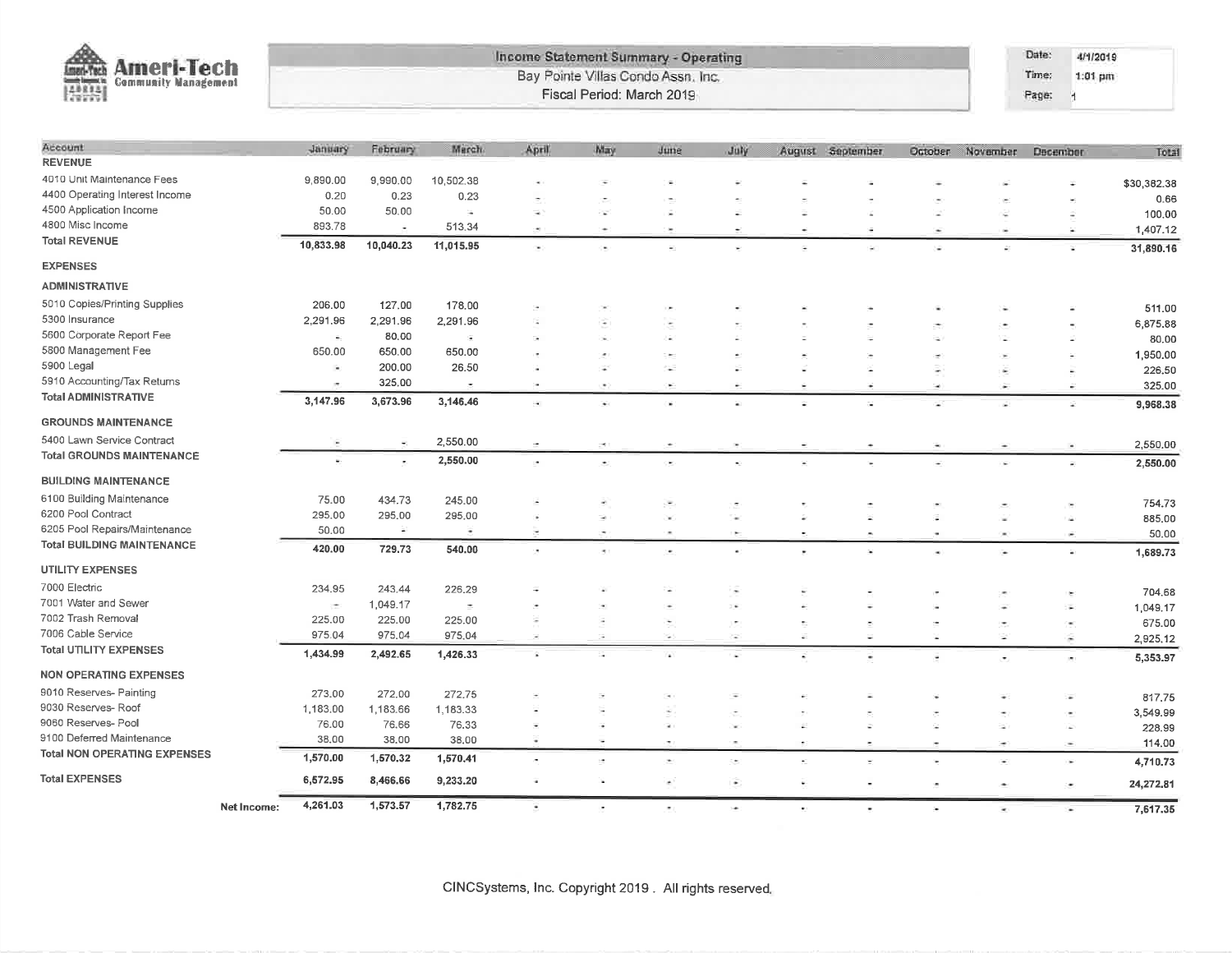**Ameri-Tech Community Management**

## Income Statement Summary - Operating

Bay Pointe Villas Condo Assn. Inc.

Fiscal Period: March 2019

Date: 4/1/2019
Time: 1:01 pm
Page: 1

| Account | January | February | March | April | May | June | July | August | September | October | November | December | Total |
|---|---|---|---|---|---|---|---|---|---|---|---|---|---|
| **REVENUE** | | | | | | | | | | | | | |
| 4010 Unit Maintenance Fees | 9,890.00 | 9,990.00 | 10,502.38 | - | - | - | - | - | - | - | - | - | $30,382.38 |
| 4400 Operating Interest Income | 0.20 | 0.23 | 0.23 | - | - | - | - | - | - | - | - | - | 0.66 |
| 4500 Application Income | 50.00 | 50.00 | - | - | - | - | - | - | - | - | - | - | 100.00 |
| 4800 Misc Income | 893.78 | - | 513.34 | - | - | - | - | - | - | - | - | - | 1,407.12 |
| **Total REVENUE** | **10,833.98** | **10,040.23** | **11,015.95** | - | - | - | - | - | - | - | - | - | **31,890.16** |
| **EXPENSES** | | | | | | | | | | | | | |
| **ADMINISTRATIVE** | | | | | | | | | | | | | |
| 5010 Copies/Printing Supplies | 206.00 | 127.00 | 178.00 | - | - | - | - | - | - | - | - | - | 511.00 |
| 5300 Insurance | 2,291.96 | 2,291.96 | 2,291.96 | - | - | - | - | - | - | - | - | - | 6,875.88 |
| 5600 Corporate Report Fee | - | 80.00 | - | - | - | - | - | - | - | - | - | - | 80.00 |
| 5800 Management Fee | 650.00 | 650.00 | 650.00 | - | - | - | - | - | - | - | - | - | 1,950.00 |
| 5900 Legal | - | 200.00 | 26.50 | - | - | - | - | - | - | - | - | - | 226.50 |
| 5910 Accounting/Tax Returns | - | 325.00 | - | - | - | - | - | - | - | - | - | - | 325.00 |
| **Total ADMINISTRATIVE** | **3,147.96** | **3,673.96** | **3,146.46** | - | - | - | - | - | - | - | - | - | **9,968.38** |
| **GROUNDS MAINTENANCE** | | | | | | | | | | | | | |
| 5400 Lawn Service Contract | - | - | 2,550.00 | - | - | - | - | - | - | - | - | - | 2,550.00 |
| **Total GROUNDS MAINTENANCE** | - | - | **2,550.00** | - | - | - | - | - | - | - | - | - | **2,550.00** |
| **BUILDING MAINTENANCE** | | | | | | | | | | | | | |
| 6100 Building Maintenance | 75.00 | 434.73 | 245.00 | - | - | - | - | - | - | - | - | - | 754.73 |
| 6200 Pool Contract | 295.00 | 295.00 | 295.00 | - | - | - | - | - | - | - | - | - | 885.00 |
| 6205 Pool Repairs/Maintenance | 50.00 | - | - | - | - | - | - | - | - | - | - | - | 50.00 |
| **Total BUILDING MAINTENANCE** | **420.00** | **729.73** | **540.00** | - | - | - | - | - | - | - | - | - | **1,689.73** |
| **UTILITY EXPENSES** | | | | | | | | | | | | | |
| 7000 Electric | 234.95 | 243.44 | 226.29 | - | - | - | - | - | - | - | - | - | 704.68 |
| 7001 Water and Sewer | - | 1,049.17 | - | - | - | - | - | - | - | - | - | - | 1,049.17 |
| 7002 Trash Removal | 225.00 | 225.00 | 225.00 | - | - | - | - | - | - | - | - | - | 675.00 |
| 7006 Cable Service | 975.04 | 975.04 | 975.04 | - | - | - | - | - | - | - | - | - | 2,925.12 |
| **Total UTILITY EXPENSES** | **1,434.99** | **2,492.65** | **1,426.33** | - | - | - | - | - | - | - | - | - | **5,353.97** |
| **NON OPERATING EXPENSES** | | | | | | | | | | | | | |
| 9010 Reserves- Painting | 273.00 | 272.00 | 272.75 | - | - | - | - | - | - | - | - | - | 817.75 |
| 9030 Reserves- Roof | 1,183.00 | 1,183.66 | 1,183.33 | - | - | - | - | - | - | - | - | - | 3,549.99 |
| 9060 Reserves- Pool | 76.00 | 76.66 | 76.33 | - | - | - | - | - | - | - | - | - | 228.99 |
| 9100 Deferred Maintenance | 38.00 | 38.00 | 38.00 | - | - | - | - | - | - | - | - | - | 114.00 |
| **Total NON OPERATING EXPENSES** | **1,570.00** | **1,570.32** | **1,570.41** | - | - | - | - | - | - | - | - | - | **4,710.73** |
| **Total EXPENSES** | **6,572.95** | **8,466.66** | **9,233.20** | - | - | - | - | - | - | - | - | - | **24,272.81** |
| **Net Income:** | **4,261.03** | **1,573.57** | **1,782.75** | - | - | - | - | - | - | - | - | - | **7,617.35** |

CINCSystems, Inc. Copyright 2019 . All rights reserved.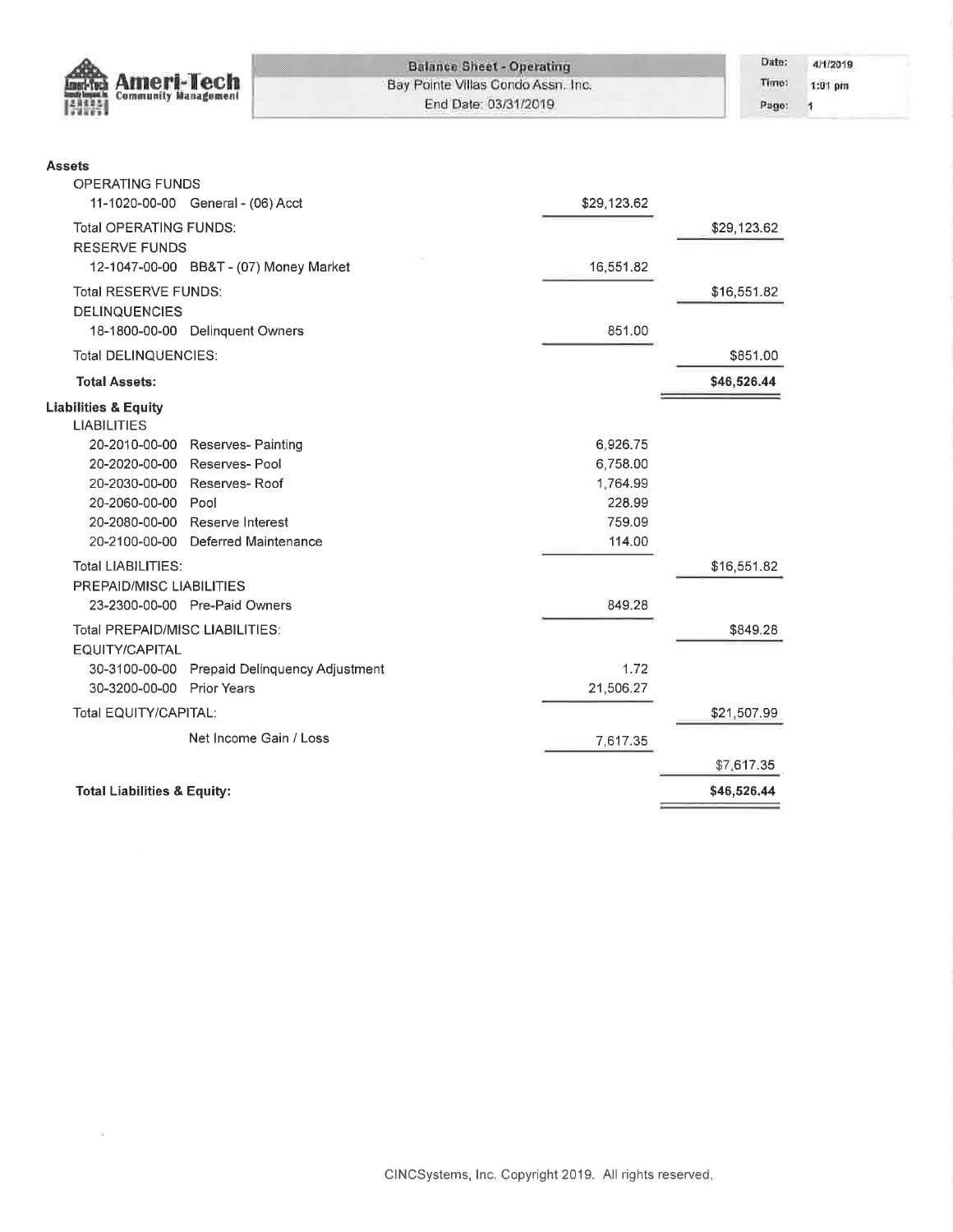# Ameri-Tech Community Management

**Balance Sheet - Operating**
Bay Pointe Villas Condo Assn. Inc.
End Date: 03/31/2019

Date: 4/1/2019
Time: 1:01 pm

| | | |
|---|---|---|
| **Assets** | | |
| OPERATING FUNDS | | |
| 11-1020-00-00 General - (06) Acct | $29,123.62 | |
| Total OPERATING FUNDS: | | $29,123.62 |
| RESERVE FUNDS | | |
| 12-1047-00-00 BB&T - (07) Money Market | 16,551.82 | |
| Total RESERVE FUNDS: | | $16,551.82 |
| DELINQUENCIES | | |
| 18-1800-00-00 Delinquent Owners | 851.00 | |
| Total DELINQUENCIES: | | $851.00 |
| **Total Assets:** | | **$46,526.44** |
| **Liabilities & Equity** | | |
| LIABILITIES | | |
| 20-2010-00-00 Reserves- Painting | 6,926.75 | |
| 20-2020-00-00 Reserves- Pool | 6,758.00 | |
| 20-2030-00-00 Reserves- Roof | 1,764.99 | |
| 20-2060-00-00 Pool | 228.99 | |
| 20-2080-00-00 Reserve Interest | 759.09 | |
| 20-2100-00-00 Deferred Maintenance | 114.00 | |
| Total LIABILITIES: | | $16,551.82 |
| PREPAID/MISC LIABILITIES | | |
| 23-2300-00-00 Pre-Paid Owners | 849.28 | |
| Total PREPAID/MISC LIABILITIES: | | $849.28 |
| EQUITY/CAPITAL | | |
| 30-3100-00-00 Prepaid Delinquency Adjustment | 1.72 | |
| 30-3200-00-00 Prior Years | 21,506.27 | |
| Total EQUITY/CAPITAL: | | $21,507.99 |
| Net Income Gain / Loss | 7,617.35 | |
| | | $7,617.35 |
| **Total Liabilities & Equity:** | | **$46,526.44** |

CINCSystems, Inc. Copyright 2019. All rights reserved.